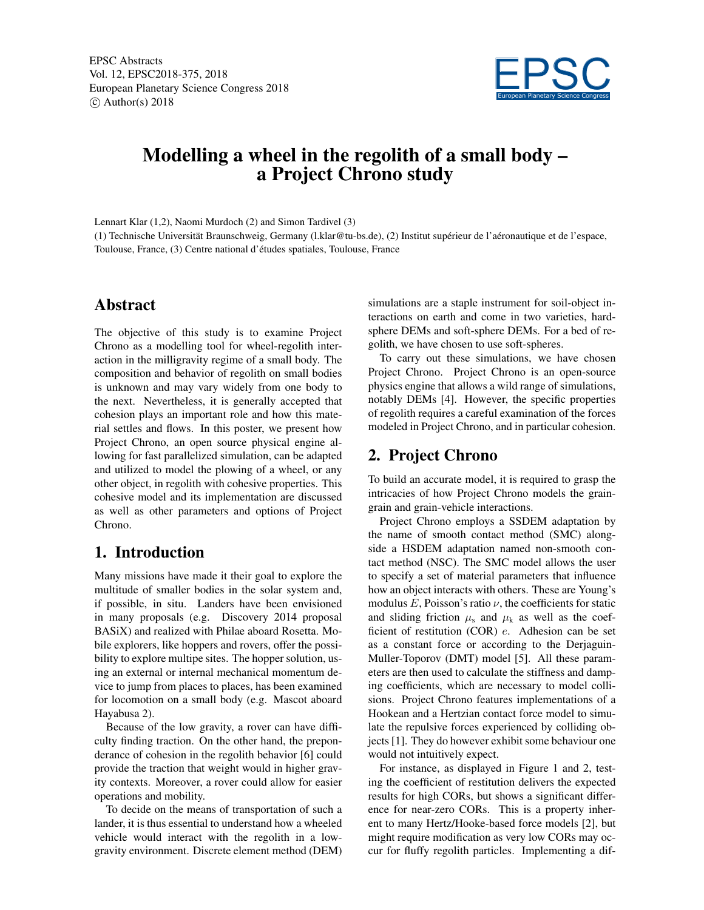# Modelling a wheel in the regolith of a small body – a Project Chrono study

Lennart Klar (1,2), Naomi Murdoch (2) and Simon Tardivel (3)

(1) Technische Universität Braunschweig, Germany (l.klar@tu-bs.de), (2) Institut supérieur de l'aéronautique et de l'espace, Toulouse, France, (3) Centre national d'études spatiales, Toulouse, France

## Abstract

The objective of this study is to examine Project Chrono as a modelling tool for wheel-regolith interaction in the milligravity regime of a small body. The composition and behavior of regolith on small bodies is unknown and may vary widely from one body to the next. Nevertheless, it is generally accepted that cohesion plays an important role and how this material settles and flows. In this poster, we present how Project Chrono, an open source physical engine allowing for fast parallelized simulation, can be adapted and utilized to model the plowing of a wheel, or any other object, in regolith with cohesive properties. This cohesive model and its implementation are discussed as well as other parameters and options of Project Chrono.

## 1. Introduction

Many missions have made it their goal to explore the multitude of smaller bodies in the solar system and, if possible, in situ. Landers have been envisioned in many proposals (e.g. Discovery 2014 proposal BASiX) and realized with Philae aboard Rosetta. Mobile explorers, like hoppers and rovers, offer the possibility to explore multipe sites. The hopper solution, using an external or internal mechanical momentum device to jump from places to places, has been examined for locomotion on a small body (e.g. Mascot aboard Hayabusa 2).

Because of the low gravity, a rover can have difficulty finding traction. On the other hand, the preponderance of cohesion in the regolith behavior [6] could provide the traction that weight would in higher gravity contexts. Moreover, a rover could allow for easier operations and mobility.

To decide on the means of transportation of such a lander, it is thus essential to understand how a wheeled vehicle would interact with the regolith in a low-gravity environment. Discrete element method (DEM) simulations are a staple instrument for soil-object interactions on earth and come in two varieties, hard-sphere DEMs and soft-sphere DEMs. For a bed of regolith, we have chosen to use soft-spheres.

To carry out these simulations, we have chosen Project Chrono. Project Chrono is an open-source physics engine that allows a wild range of simulations, notably DEMs [4]. However, the specific properties of regolith requires a careful examination of the forces modeled in Project Chrono, and in particular cohesion.

## 2. Project Chrono

To build an accurate model, it is required to grasp the intricacies of how Project Chrono models the grain-grain and grain-vehicle interactions.

Project Chrono employs a SSDEM adaptation by the name of smooth contact method (SMC) alongside a HSDEM adaptation named non-smooth contact method (NSC). The SMC model allows the user to specify a set of material parameters that influence how an object interacts with others. These are Young's modulus $E$, Poisson's ratio $\nu$, the coefficients for static and sliding friction $\mu_s$ and $\mu_k$ as well as the coefficient of restitution (COR) $e$. Adhesion can be set as a constant force or according to the Derjaguin-Muller-Toporov (DMT) model [5]. All these parameters are then used to calculate the stiffness and damping coefficients, which are necessary to model collisions. Project Chrono features implementations of a Hookean and a Hertzian contact force model to simulate the repulsive forces experienced by colliding objects [1]. They do however exhibit some behaviour one would not intuitively expect.

For instance, as displayed in Figure 1 and 2, testing the coefficient of restitution delivers the expected results for high CORs, but shows a significant difference for near-zero CORs. This is a property inherent to many Hertz/Hooke-based force models [2], but might require modification as very low CORs may occur for fluffy regolith particles. Implementing a dif-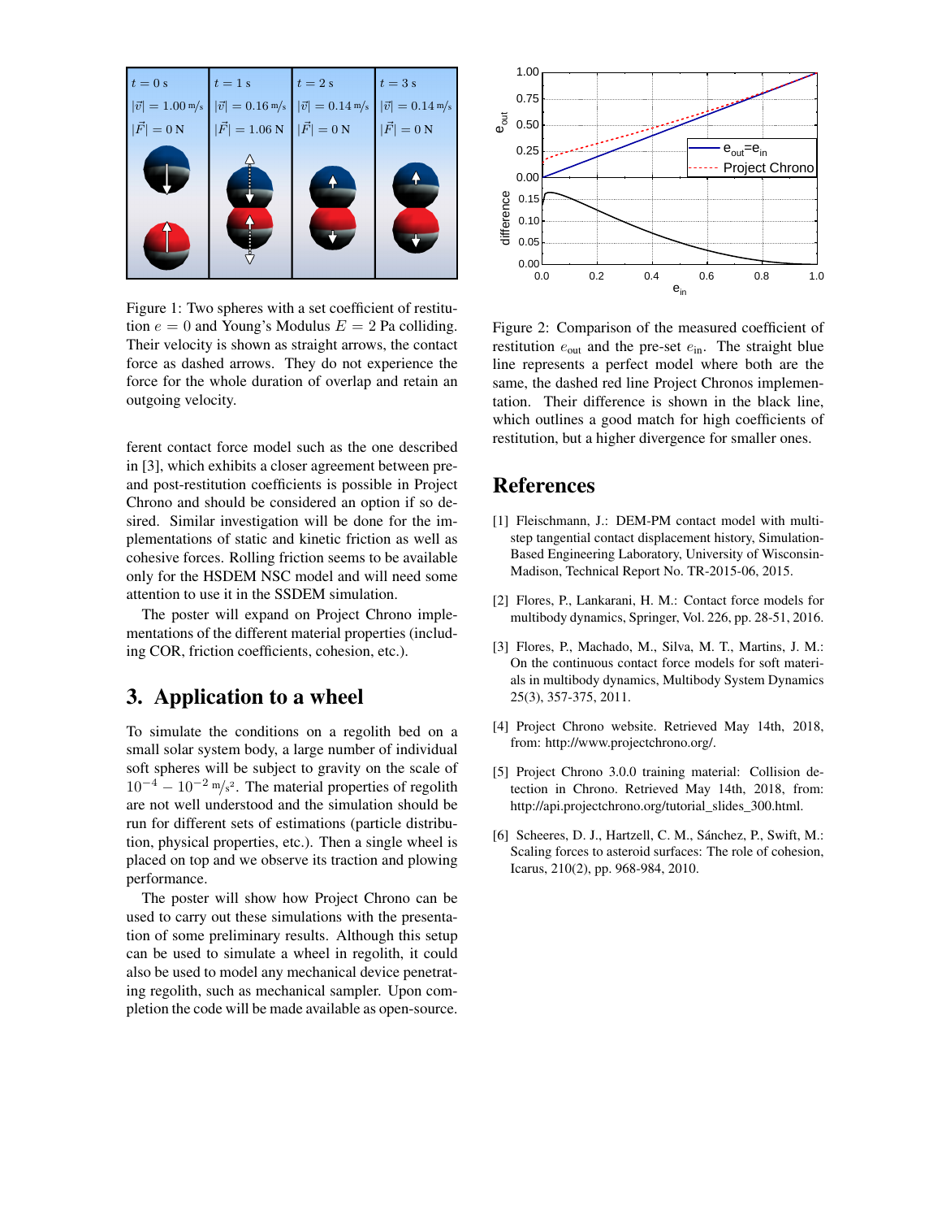$t = 0\,\text{s}$

$|\vec{v}| = 1.00\,\text{m/s}$

$|\vec{F}| = 0\,\text{N}$

$t = 1\,\text{s}$

$|\vec{v}| = 0.16\,\text{m/s}$

$|\vec{F}| = 1.06\,\text{N}$

$t = 2\,\text{s}$

$|\vec{v}| = 0.14\,\text{m/s}$

$|\vec{F}| = 0\,\text{N}$

$t = 3\,\text{s}$

$|\vec{v}| = 0.14\,\text{m/s}$

$|\vec{F}| = 0\,\text{N}$

Figure 1: Two spheres with a set coefficient of restitution $e = 0$ and Young's Modulus $E = 2$ Pa colliding. Their velocity is shown as straight arrows, the contact force as dashed arrows. They do not experience the force for the whole duration of overlap and retain an outgoing velocity.

ferent contact force model such as the one described in [3], which exhibits a closer agreement between pre- and post-restitution coefficients is possible in Project Chrono and should be considered an option if so desired. Similar investigation will be done for the implementations of static and kinetic friction as well as cohesive forces. Rolling friction seems to be available only for the HSDEM NSC model and will need some attention to use it in the SSDEM simulation.

The poster will expand on Project Chrono implementations of the different material properties (including COR, friction coefficients, cohesion, etc.).

## 3. Application to a wheel

To simulate the conditions on a regolith bed on a small solar system body, a large number of individual soft spheres will be subject to gravity on the scale of $10^{-4} - 10^{-2}\,\text{m/s}^2$. The material properties of regolith are not well understood and the simulation should be run for different sets of conditions (particle distribution, physical properties, etc.). Then a single wheel is placed on top and we observe its traction and plowing performance.

The poster will show how Project Chrono can be used to carry out these simulations with the presentation of some preliminary results. Although this setup can be used to simulate a wheel in regolith, it could also be used to model any mechanical device penetrating regolith, such as mechanical sampler. Upon completion the code will be made available as open-source.

$e_{out}$

1.00
0.75
0.50
0.25
0.00

$e_{out}=e_{in}$
Project Chrono

difference

0.15
0.10
0.05
0.00

0.0 0.2 0.4 0.6 0.8 1.0

$e_{in}$

Figure 2: Comparison of the measured coefficient of restitution $e_{\text{out}}$ and the pre-set $e_{\text{in}}$. The straight blue line represents a perfect model where both are the same, the dashed red line Project Chronos implementation. Their difference is shown in the black line, which outlines a good match for high coefficients of restitution, but a higher divergence for smaller ones.

## References

[1] Fleischmann, J.: DEM-PM contact model with multi-step tangential contact displacement history, Simulation-Based Engineering Laboratory, University of Wisconsin-Madison, Technical Report No. TR-2015-06, 2015.

[2] Flores, P., Lankarani, H. M.: Contact force models for multibody dynamics, Springer, Vol. 226, pp. 28-51, 2016.

[3] Flores, P., Machado, M., Silva, M. T., Martins, J. M.: On the continuous contact force models for soft materials in multibody dynamics, Multibody System Dynamics 25(3), 357-375, 2011.

[4] Project Chrono website. Retrieved May 14th, 2018, from: http://www.projectchrono.org/.

[5] Project Chrono 3.0.0 training material: Collision detection in Chrono. Retrieved May 14th, 2018, from: http://api.projectchrono.org/tutorial_slides_300.html.

[6] Scheeres, D. J., Hartzell, C. M., Sánchez, P., Swift, M.: Scaling forces to asteroid surfaces: The role of cohesion, Icarus, 210(2), pp. 968-984, 2010.